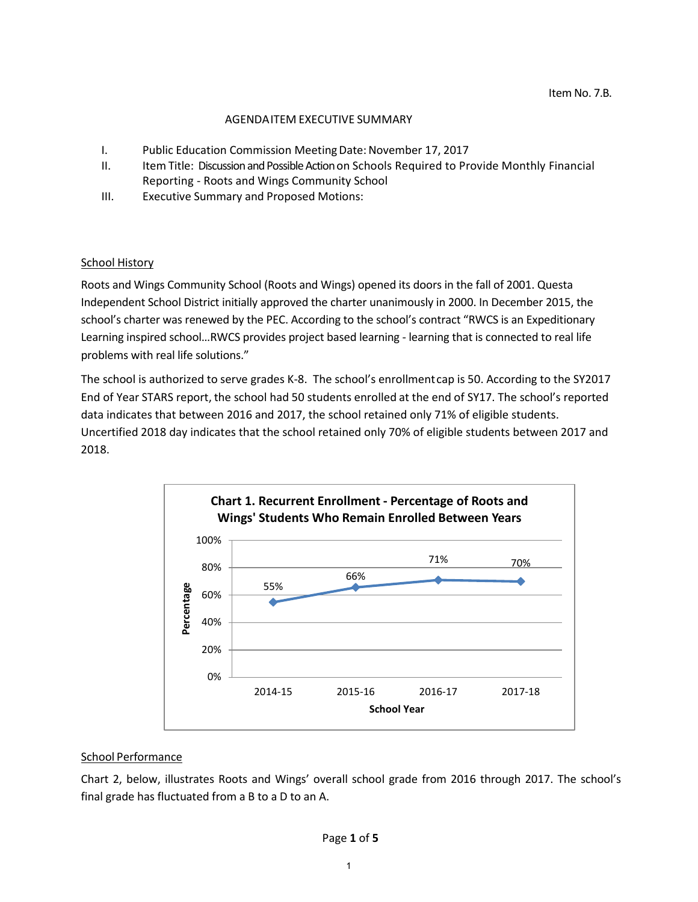Item No. 7.B.

AGENDA ITEM EXECUTIVE SUMMARY

I. Public Education Commission Meeting Date: November 17, 2017

II. Item Title: Discussion and Possible Action on Schools Required to Provide Monthly Financial Reporting - Roots and Wings Community School

III. Executive Summary and Proposed Motions:

## School History

Roots and Wings Community School (Roots and Wings) opened its doors in the fall of 2001. Questa Independent School District initially approved the charter unanimously in 2000. In December 2015, the school's charter was renewed by the PEC. According to the school's contract "RWCS is an Expeditionary Learning inspired school…RWCS provides project based learning - learning that is connected to real life problems with real life solutions."

The school is authorized to serve grades K-8. The school's enrollment cap is 50. According to the SY2017 End of Year STARS report, the school had 50 students enrolled at the end of SY17. The school's reported data indicates that between 2016 and 2017, the school retained only 71% of eligible students. Uncertified 2018 day indicates that the school retained only 70% of eligible students between 2017 and 2018.

**Chart 1. Recurrent Enrollment - Percentage of Roots and Wings' Students Who Remain Enrolled Between Years**

| School Year | Percentage |
|---|---|
| 2014-15 | 55% |
| 2015-16 | 66% |
| 2016-17 | 71% |
| 2017-18 | 70% |

## School Performance

Chart 2, below, illustrates Roots and Wings' overall school grade from 2016 through 2017. The school's final grade has fluctuated from a B to a D to an A.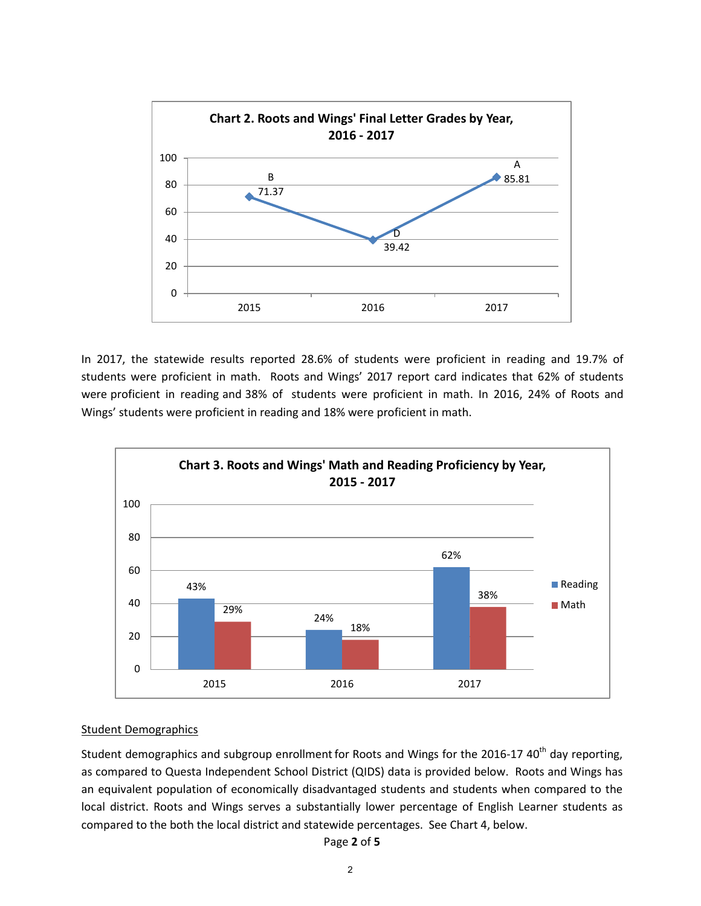**Chart 2. Roots and Wings' Final Letter Grades by Year, 2016 - 2017**

| Year | Score | Letter Grade |
| --- | --- | --- |
| 2015 | 71.37 | B |
| 2016 | 39.42 | D |
| 2017 | 85.81 | A |

In 2017, the statewide results reported 28.6% of students were proficient in reading and 19.7% of students were proficient in math. Roots and Wings' 2017 report card indicates that 62% of students were proficient in reading and 38% of students were proficient in math. In 2016, 24% of Roots and Wings' students were proficient in reading and 18% were proficient in math.

**Chart 3. Roots and Wings' Math and Reading Proficiency by Year, 2015 - 2017**

| Year | Reading | Math |
| --- | --- | --- |
| 2015 | 43% | 29% |
| 2016 | 24% | 18% |
| 2017 | 62% | 38% |

Student Demographics

Student demographics and subgroup enrollment for Roots and Wings for the 2016-17 40th day reporting, as compared to Questa Independent School District (QIDS) data is provided below. Roots and Wings has an equivalent population of economically disadvantaged students and students when compared to the local district. Roots and Wings serves a substantially lower percentage of English Learner students as compared to the both the local district and statewide percentages. See Chart 4, below.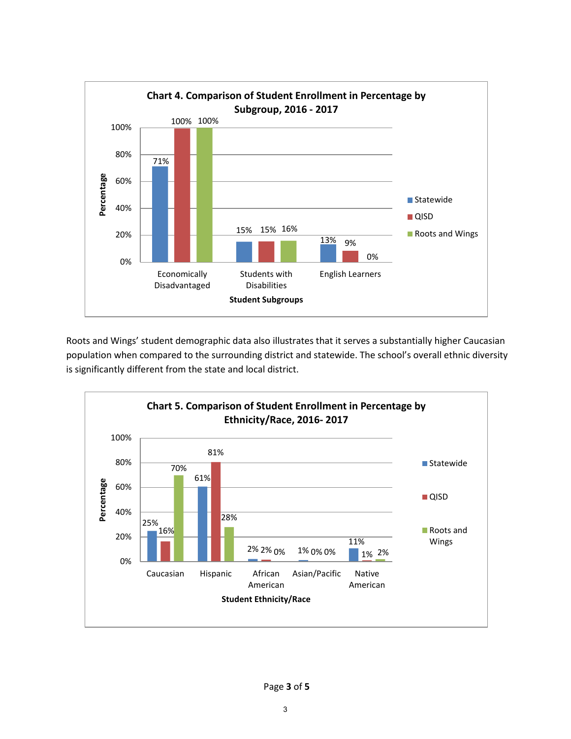**Chart 4. Comparison of Student Enrollment in Percentage by Subgroup, 2016 - 2017**

| Student Subgroups | Statewide | QISD | Roots and Wings |
|---|---|---|---|
| Economically Disadvantaged | 71% | 100% | 100% |
| Students with Disabilities | 15% | 15% | 16% |
| English Learners | 13% | 9% | 0% |

Roots and Wings' student demographic data also illustrates that it serves a substantially higher Caucasian population when compared to the surrounding district and statewide. The school's overall ethnic diversity is significantly different from the state and local district.

**Chart 5. Comparison of Student Enrollment in Percentage by Ethnicity/Race, 2016- 2017**

| Student Ethnicity/Race | Statewide | QISD | Roots and Wings |
|---|---|---|---|
| Caucasian | 25% | 16% | 70% |
| Hispanic | 61% | 81% | 28% |
| African American | 2% | 2% | 0% |
| Asian/Pacific | 1% | 0% | 0% |
| Native American | 11% | 1% | 2% |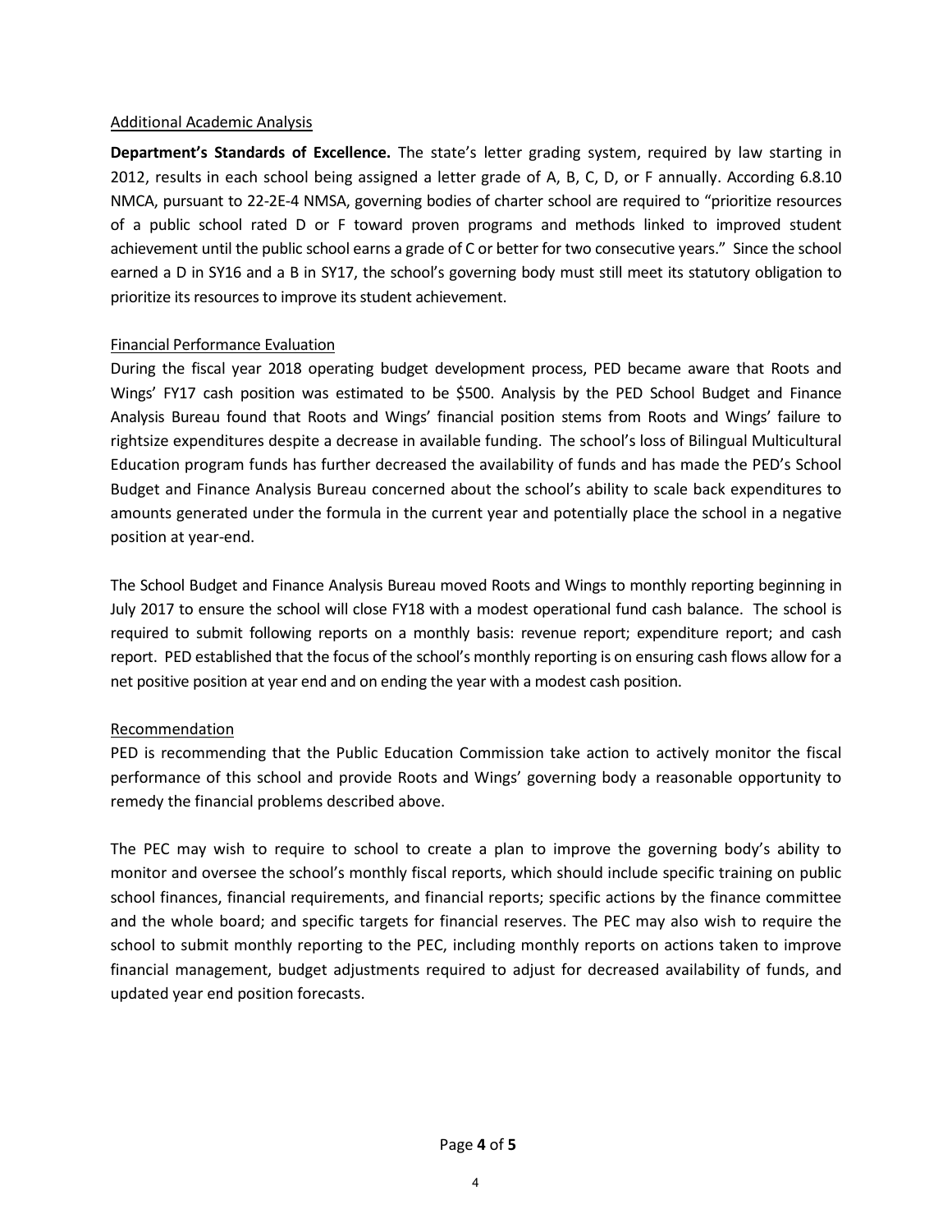Additional Academic Analysis

**Department's Standards of Excellence.** The state's letter grading system, required by law starting in 2012, results in each school being assigned a letter grade of A, B, C, D, or F annually. According 6.8.10 NMCA, pursuant to 22-2E-4 NMSA, governing bodies of charter school are required to "prioritize resources of a public school rated D or F toward proven programs and methods linked to improved student achievement until the public school earns a grade of C or better for two consecutive years." Since the school earned a D in SY16 and a B in SY17, the school's governing body must still meet its statutory obligation to prioritize its resources to improve its student achievement.

Financial Performance Evaluation

During the fiscal year 2018 operating budget development process, PED became aware that Roots and Wings' FY17 cash position was estimated to be $500. Analysis by the PED School Budget and Finance Analysis Bureau found that Roots and Wings' financial position stems from Roots and Wings' failure to rightsize expenditures despite a decrease in available funding. The school's loss of Bilingual Multicultural Education program funds has further decreased the availability of funds and has made the PED's School Budget and Finance Analysis Bureau concerned about the school's ability to scale back expenditures to amounts generated under the formula in the current year and potentially place the school in a negative position at year-end.

The School Budget and Finance Analysis Bureau moved Roots and Wings to monthly reporting beginning in July 2017 to ensure the school will close FY18 with a modest operational fund cash balance. The school is required to submit following reports on a monthly basis: revenue report; expenditure report; and cash report. PED established that the focus of the school's monthly reporting is on ensuring cash flows allow for a net positive position at year end and on ending the year with a modest cash position.

Recommendation

PED is recommending that the Public Education Commission take action to actively monitor the fiscal performance of this school and provide Roots and Wings' governing body a reasonable opportunity to remedy the financial problems described above.

The PEC may wish to require to school to create a plan to improve the governing body's ability to monitor and oversee the school's monthly fiscal reports, which should include specific training on public school finances, financial requirements, and financial reports; specific actions by the finance committee and the whole board; and specific targets for financial reserves. The PEC may also wish to require the school to submit monthly reporting to the PEC, including monthly reports on actions taken to improve financial management, budget adjustments required to adjust for decreased availability of funds, and updated year end position forecasts.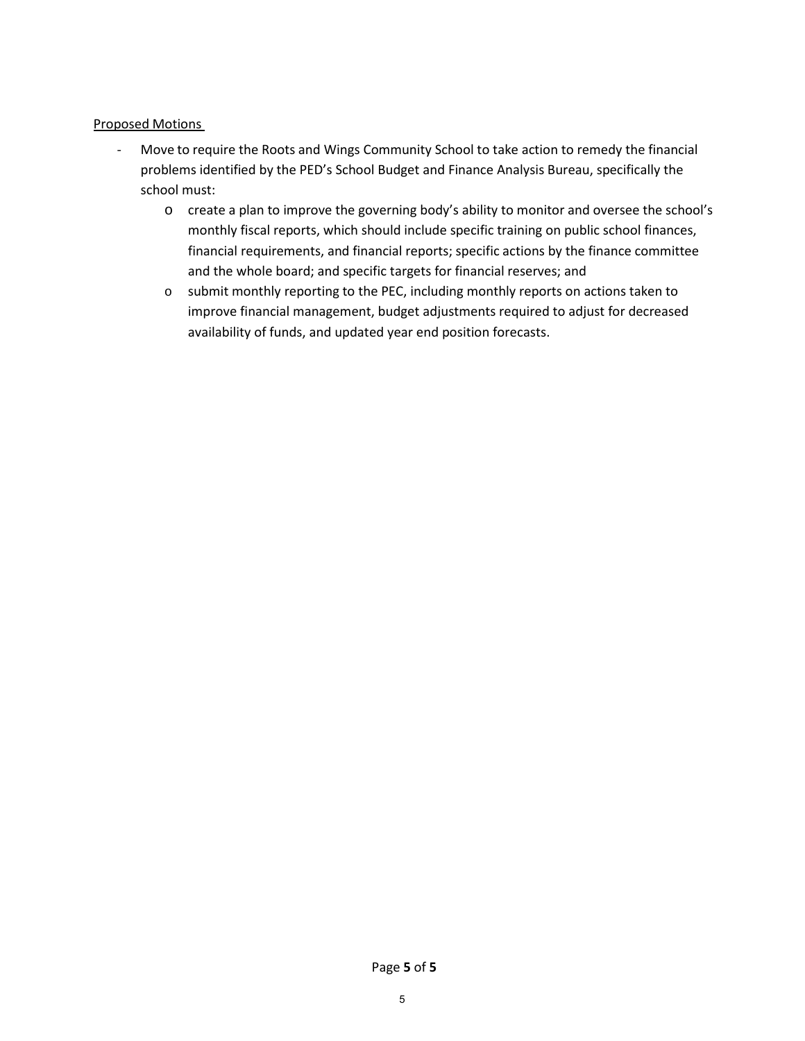<u>Proposed Motions</u>

- Move to require the Roots and Wings Community School to take action to remedy the financial problems identified by the PED's School Budget and Finance Analysis Bureau, specifically the school must:
    - create a plan to improve the governing body's ability to monitor and oversee the school's monthly fiscal reports, which should include specific training on public school finances, financial requirements, and financial reports; specific actions by the finance committee and the whole board; and specific targets for financial reserves; and
    - submit monthly reporting to the PEC, including monthly reports on actions taken to improve financial management, budget adjustments required to adjust for decreased availability of funds, and updated year end position forecasts.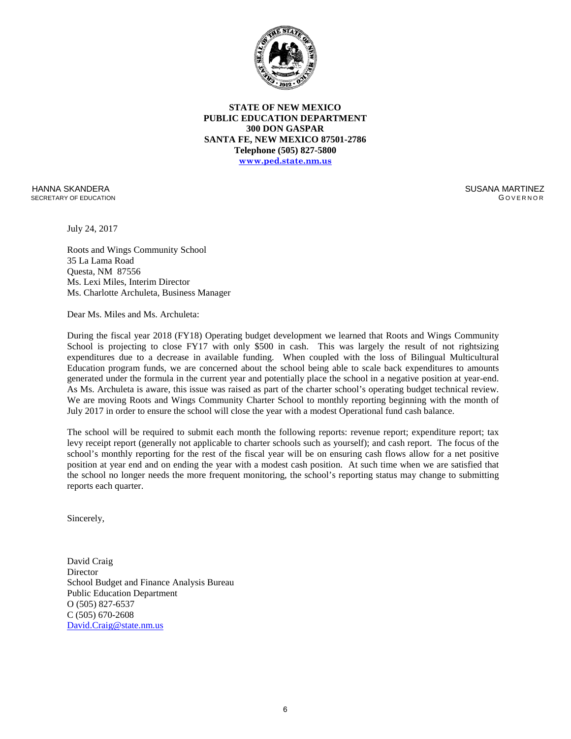**STATE OF NEW MEXICO**
**PUBLIC EDUCATION DEPARTMENT**
**300 DON GASPAR**
**SANTA FE, NEW MEXICO 87501-2786**
**Telephone (505) 827-5800**
**www.ped.state.nm.us**

HANNA SKANDERA
SECRETARY OF EDUCATION

SUSANA MARTINEZ
GOVERNOR

July 24, 2017

Roots and Wings Community School
35 La Lama Road
Questa, NM 87556
Ms. Lexi Miles, Interim Director
Ms. Charlotte Archuleta, Business Manager

Dear Ms. Miles and Ms. Archuleta:

During the fiscal year 2018 (FY18) Operating budget development we learned that Roots and Wings Community School is projecting to close FY17 with only $500 in cash. This was largely the result of not rightsizing expenditures due to a decrease in available funding. When coupled with the loss of Bilingual Multicultural Education program funds, we are concerned about the school being able to scale back expenditures to amounts generated under the formula in the current year and potentially place the school in a negative position at year-end. As Ms. Archuleta is aware, this issue was raised as part of the charter school's operating budget technical review. We are moving Roots and Wings Community Charter School to monthly reporting beginning with the month of July 2017 in order to ensure the school will close the year with a modest Operational fund cash balance.

The school will be required to submit each month the following reports: revenue report; expenditure report; tax levy receipt report (generally not applicable to charter schools such as yourself); and cash report. The focus of the school's monthly reporting for the rest of the fiscal year will be on ensuring cash flows allow for a net positive position at year end and on ending the year with a modest cash position. At such time when we are satisfied that the school no longer needs the more frequent monitoring, the school's reporting status may change to submitting reports each quarter.

Sincerely,

David Craig
Director
School Budget and Finance Analysis Bureau
Public Education Department
O (505) 827-6537
C (505) 670-2608
David.Craig@state.nm.us